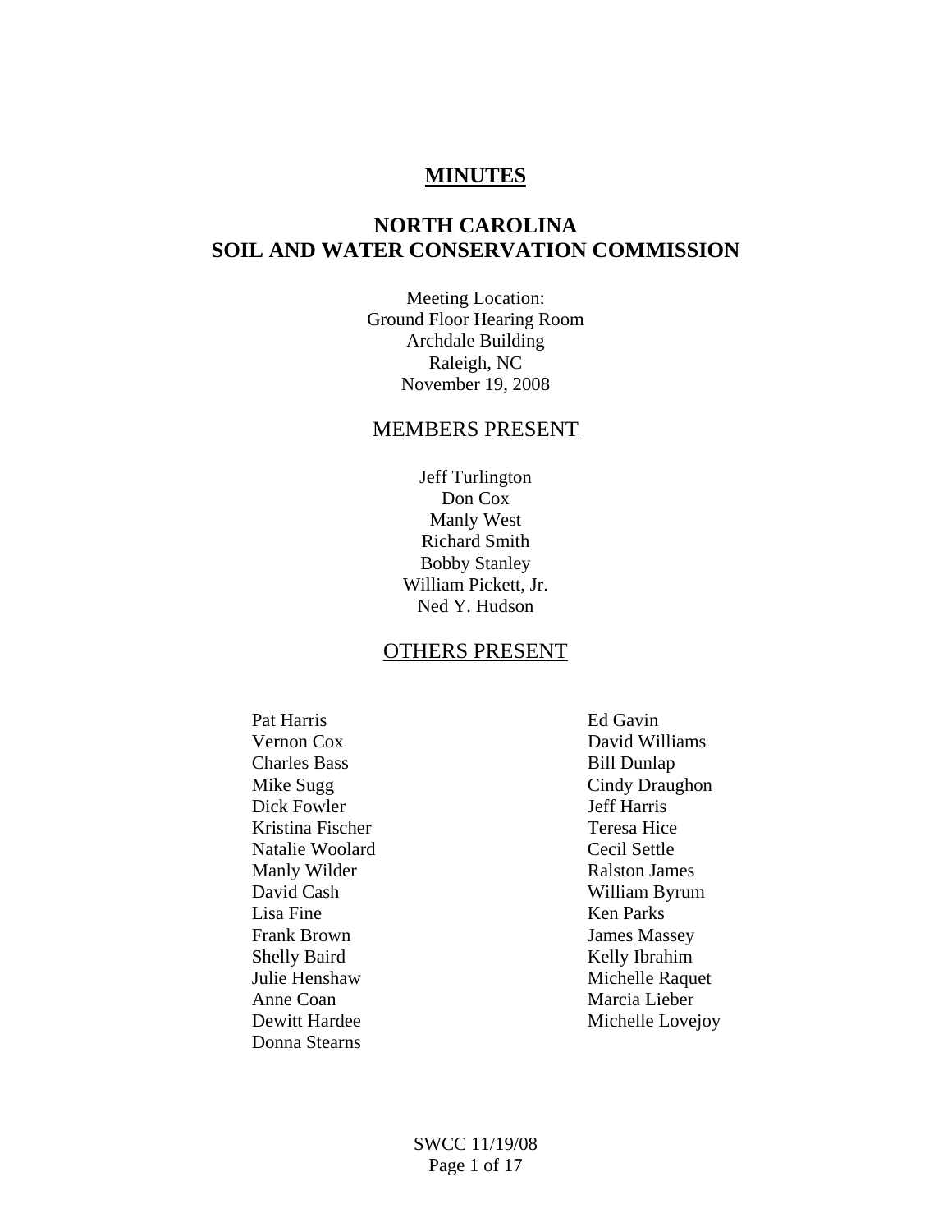# MINUTES

## NORTH CAROLINA SOIL AND WATER CONSERVATION COMMISSION

Meeting Location:
Ground Floor Hearing Room
Archdale Building
Raleigh, NC
November 19, 2008

### MEMBERS PRESENT

Jeff Turlington
Don Cox
Manly West
Richard Smith
Bobby Stanley
William Pickett, Jr.
Ned Y. Hudson

### OTHERS PRESENT

Pat Harris
Vernon Cox
Charles Bass
Mike Sugg
Dick Fowler
Kristina Fischer
Natalie Woolard
Manly Wilder
David Cash
Lisa Fine
Frank Brown
Shelly Baird
Julie Henshaw
Anne Coan
Dewitt Hardee
Donna Stearns
Ed Gavin
David Williams
Bill Dunlap
Cindy Draughon
Jeff Harris
Teresa Hice
Cecil Settle
Ralston James
William Byrum
Ken Parks
James Massey
Kelly Ibrahim
Michelle Raquet
Marcia Lieber
Michelle Lovejoy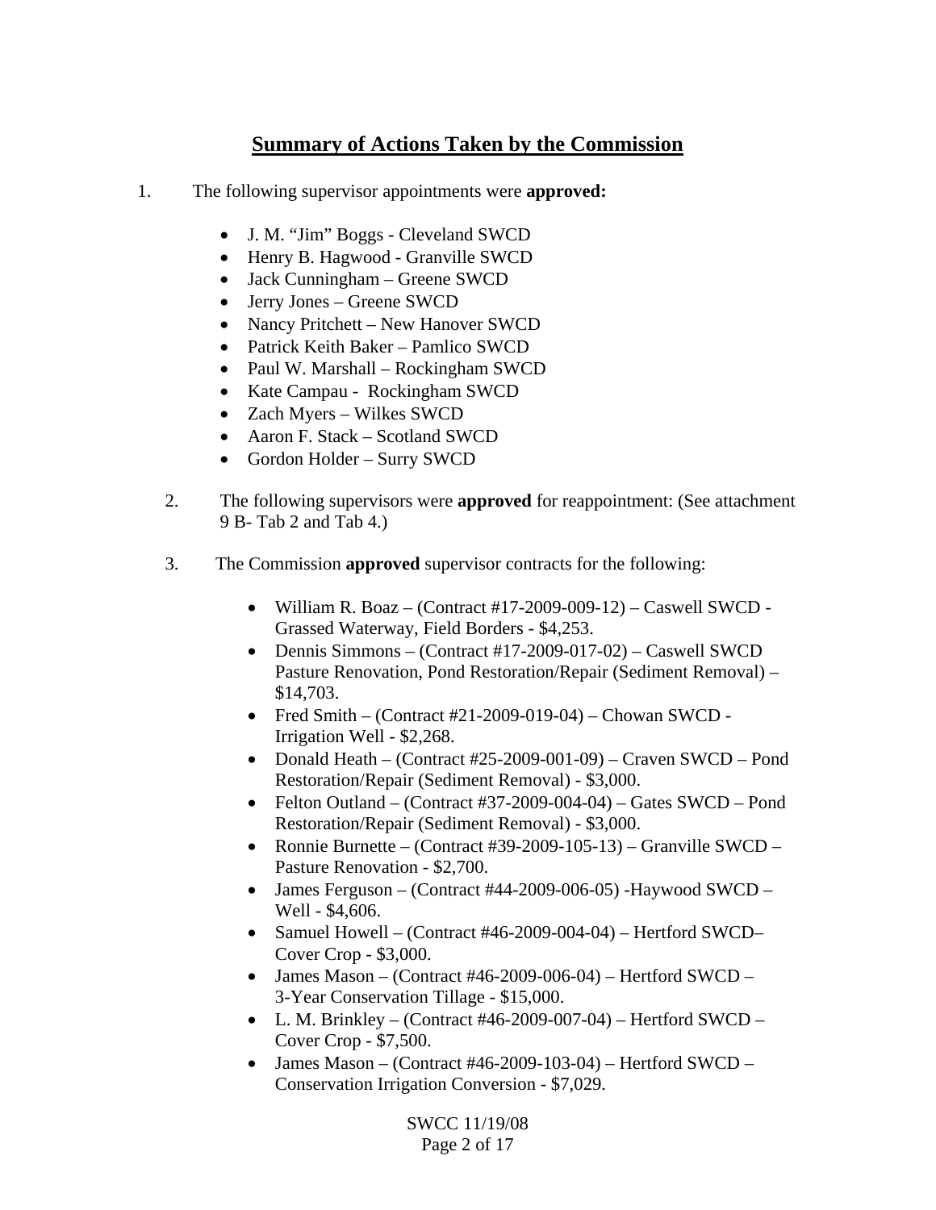## Summary of Actions Taken by the Commission

1. The following supervisor appointments were **approved:**

   - J. M. "Jim" Boggs - Cleveland SWCD
   - Henry B. Hagwood - Granville SWCD
   - Jack Cunningham – Greene SWCD
   - Jerry Jones – Greene SWCD
   - Nancy Pritchett – New Hanover SWCD
   - Patrick Keith Baker – Pamlico SWCD
   - Paul W. Marshall – Rockingham SWCD
   - Kate Campau - Rockingham SWCD
   - Zach Myers – Wilkes SWCD
   - Aaron F. Stack – Scotland SWCD
   - Gordon Holder – Surry SWCD

2. The following supervisors were **approved** for reappointment: (See attachment 9 B- Tab 2 and Tab 4.)

3. The Commission **approved** supervisor contracts for the following:

   - William R. Boaz – (Contract #17-2009-009-12) – Caswell SWCD - Grassed Waterway, Field Borders - $4,253.
   - Dennis Simmons – (Contract #17-2009-017-02) – Caswell SWCD Pasture Renovation, Pond Restoration/Repair (Sediment Removal) – $14,703.
   - Fred Smith – (Contract #21-2009-019-04) – Chowan SWCD - Irrigation Well - $2,268.
   - Donald Heath – (Contract #25-2009-001-09) – Craven SWCD – Pond Restoration/Repair (Sediment Removal) - $3,000.
   - Felton Outland – (Contract #37-2009-004-04) – Gates SWCD – Pond Restoration/Repair (Sediment Removal) - $3,000.
   - Ronnie Burnette – (Contract #39-2009-105-13) – Granville SWCD – Pasture Renovation - $2,700.
   - James Ferguson – (Contract #44-2009-006-05) -Haywood SWCD – Well - $4,606.
   - Samuel Howell – (Contract #46-2009-004-04) – Hertford SWCD– Cover Crop - $3,000.
   - James Mason – (Contract #46-2009-006-04) – Hertford SWCD – 3-Year Conservation Tillage - $15,000.
   - L. M. Brinkley – (Contract #46-2009-007-04) – Hertford SWCD – Cover Crop - $7,500.
   - James Mason – (Contract #46-2009-103-04) – Hertford SWCD – Conservation Irrigation Conversion - $7,029.

SWCC 11/19/08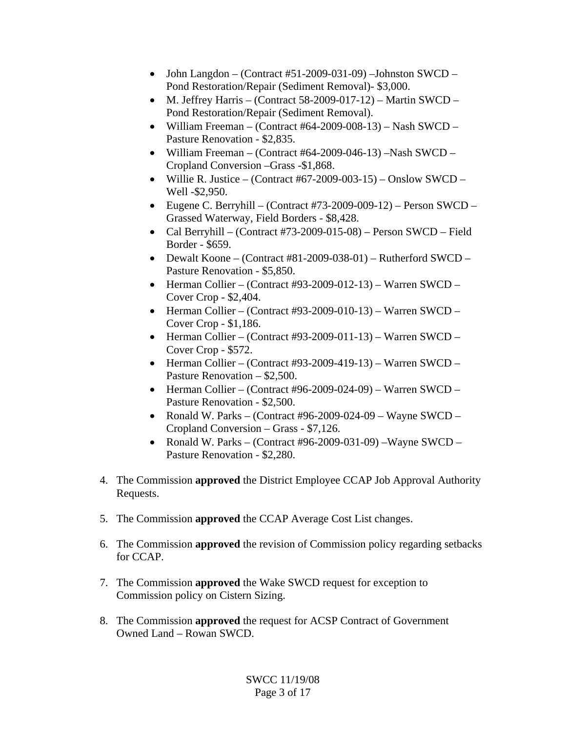- John Langdon – (Contract #51-2009-031-09) –Johnston SWCD – Pond Restoration/Repair (Sediment Removal)- $3,000.
- M. Jeffrey Harris – (Contract 58-2009-017-12) – Martin SWCD – Pond Restoration/Repair (Sediment Removal).
- William Freeman – (Contract #64-2009-008-13) – Nash SWCD – Pasture Renovation - $2,835.
- William Freeman – (Contract #64-2009-046-13) –Nash SWCD – Cropland Conversion –Grass -$1,868.
- Willie R. Justice – (Contract #67-2009-003-15) – Onslow SWCD – Well -$2,950.
- Eugene C. Berryhill – (Contract #73-2009-009-12) – Person SWCD – Grassed Waterway, Field Borders - $8,428.
- Cal Berryhill – (Contract #73-2009-015-08) – Person SWCD – Field Border - $659.
- Dewalt Koone – (Contract #81-2009-038-01) – Rutherford SWCD – Pasture Renovation - $5,850.
- Herman Collier – (Contract #93-2009-012-13) – Warren SWCD – Cover Crop - $2,404.
- Herman Collier – (Contract #93-2009-010-13) – Warren SWCD – Cover Crop - $1,186.
- Herman Collier – (Contract #93-2009-011-13) – Warren SWCD – Cover Crop - $572.
- Herman Collier – (Contract #93-2009-419-13) – Warren SWCD – Pasture Renovation – $2,500.
- Herman Collier – (Contract #96-2009-024-09) – Warren SWCD – Pasture Renovation - $2,500.
- Ronald W. Parks – (Contract #96-2009-024-09 – Wayne SWCD – Cropland Conversion – Grass - $7,126.
- Ronald W. Parks – (Contract #96-2009-031-09) –Wayne SWCD – Pasture Renovation - $2,280.

4. The Commission **approved** the District Employee CCAP Job Approval Authority Requests.

5. The Commission **approved** the CCAP Average Cost List changes.

6. The Commission **approved** the revision of Commission policy regarding setbacks for CCAP.

7. The Commission **approved** the Wake SWCD request for exception to Commission policy on Cistern Sizing.

8. The Commission **approved** the request for ACSP Contract of Government Owned Land – Rowan SWCD.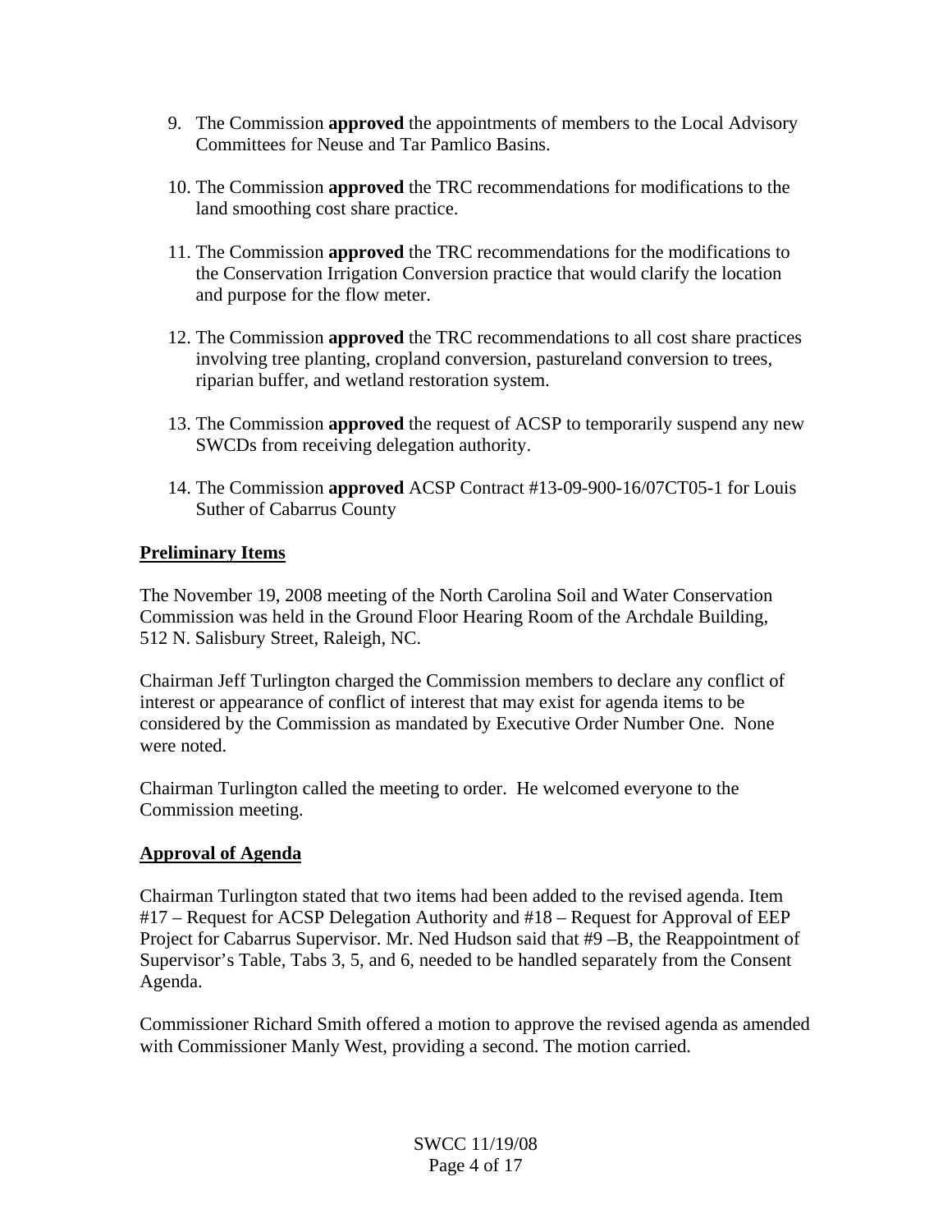9. The Commission **approved** the appointments of members to the Local Advisory Committees for Neuse and Tar Pamlico Basins.

10. The Commission **approved** the TRC recommendations for modifications to the land smoothing cost share practice.

11. The Commission **approved** the TRC recommendations for the modifications to the Conservation Irrigation Conversion practice that would clarify the location and purpose for the flow meter.

12. The Commission **approved** the TRC recommendations to all cost share practices involving tree planting, cropland conversion, pastureland conversion to trees, riparian buffer, and wetland restoration system.

13. The Commission **approved** the request of ACSP to temporarily suspend any new SWCDs from receiving delegation authority.

14. The Commission **approved** ACSP Contract #13-09-900-16/07CT05-1 for Louis Suther of Cabarrus County

## Preliminary Items

The November 19, 2008 meeting of the North Carolina Soil and Water Conservation Commission was held in the Ground Floor Hearing Room of the Archdale Building, 512 N. Salisbury Street, Raleigh, NC.

Chairman Jeff Turlington charged the Commission members to declare any conflict of interest or appearance of conflict of interest that may exist for agenda items to be considered by the Commission as mandated by Executive Order Number One. None were noted.

Chairman Turlington called the meeting to order. He welcomed everyone to the Commission meeting.

## Approval of Agenda

Chairman Turlington stated that two items had been added to the revised agenda. Item #17 – Request for ACSP Delegation Authority and #18 – Request for Approval of EEP Project for Cabarrus Supervisor. Mr. Ned Hudson said that #9 –B, the Reappointment of Supervisor's Table, Tabs 3, 5, and 6, needed to be handled separately from the Consent Agenda.

Commissioner Richard Smith offered a motion to approve the revised agenda as amended with Commissioner Manly West, providing a second. The motion carried.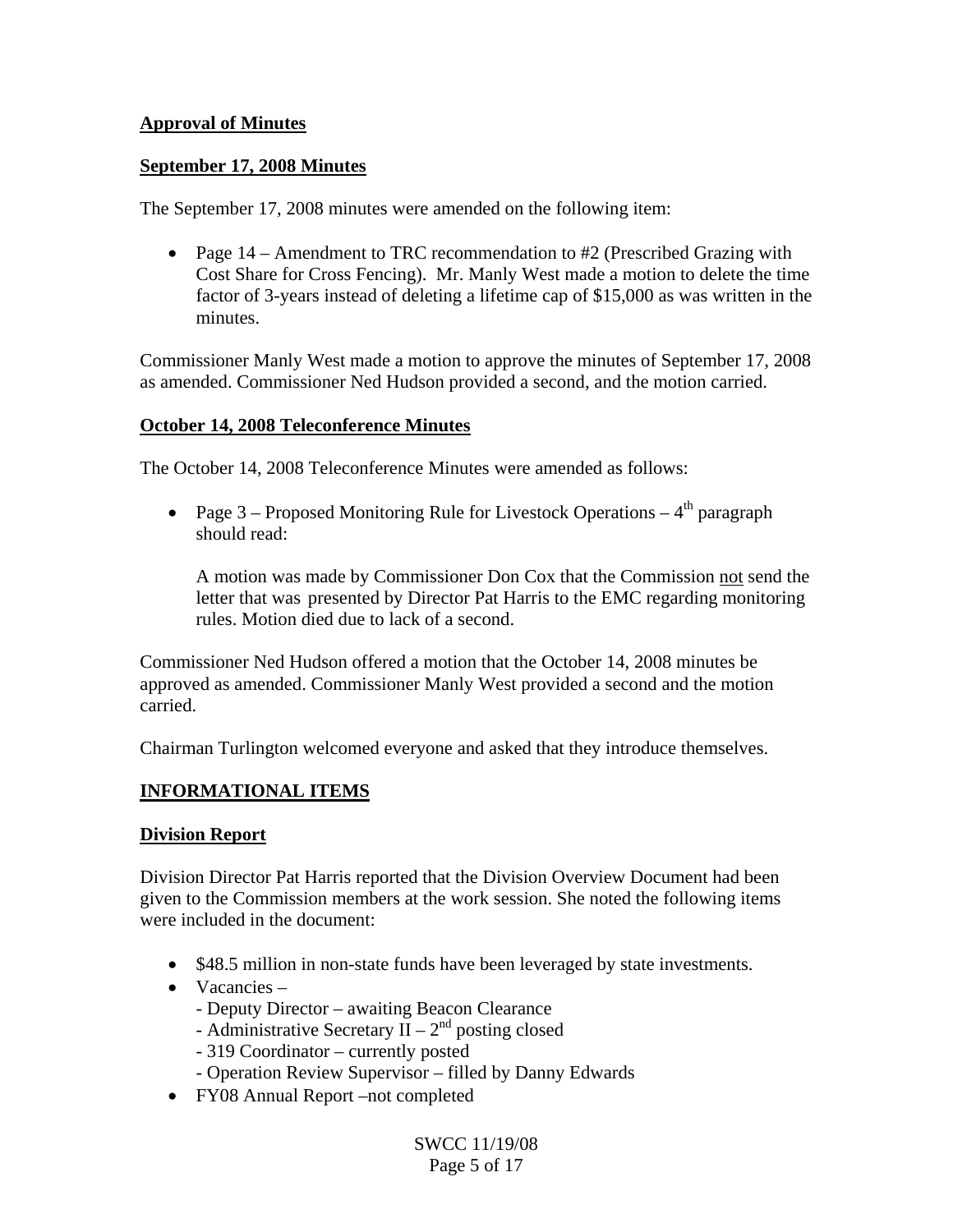**Approval of Minutes**

**September 17, 2008 Minutes**

The September 17, 2008 minutes were amended on the following item:

- Page 14 – Amendment to TRC recommendation to #2 (Prescribed Grazing with Cost Share for Cross Fencing). Mr. Manly West made a motion to delete the time factor of 3-years instead of deleting a lifetime cap of $15,000 as was written in the minutes.

Commissioner Manly West made a motion to approve the minutes of September 17, 2008 as amended. Commissioner Ned Hudson provided a second, and the motion carried.

**October 14, 2008 Teleconference Minutes**

The October 14, 2008 Teleconference Minutes were amended as follows:

- Page 3 – Proposed Monitoring Rule for Livestock Operations – 4th paragraph should read:

  A motion was made by Commissioner Don Cox that the Commission not send the letter that was presented by Director Pat Harris to the EMC regarding monitoring rules. Motion died due to lack of a second.

Commissioner Ned Hudson offered a motion that the October 14, 2008 minutes be approved as amended. Commissioner Manly West provided a second and the motion carried.

Chairman Turlington welcomed everyone and asked that they introduce themselves.

**INFORMATIONAL ITEMS**

**Division Report**

Division Director Pat Harris reported that the Division Overview Document had been given to the Commission members at the work session. She noted the following items were included in the document:

- $48.5 million in non-state funds have been leveraged by state investments.
- Vacancies –
  - Deputy Director – awaiting Beacon Clearance
  - Administrative Secretary II – 2nd posting closed
  - 319 Coordinator – currently posted
  - Operation Review Supervisor – filled by Danny Edwards
- FY08 Annual Report –not completed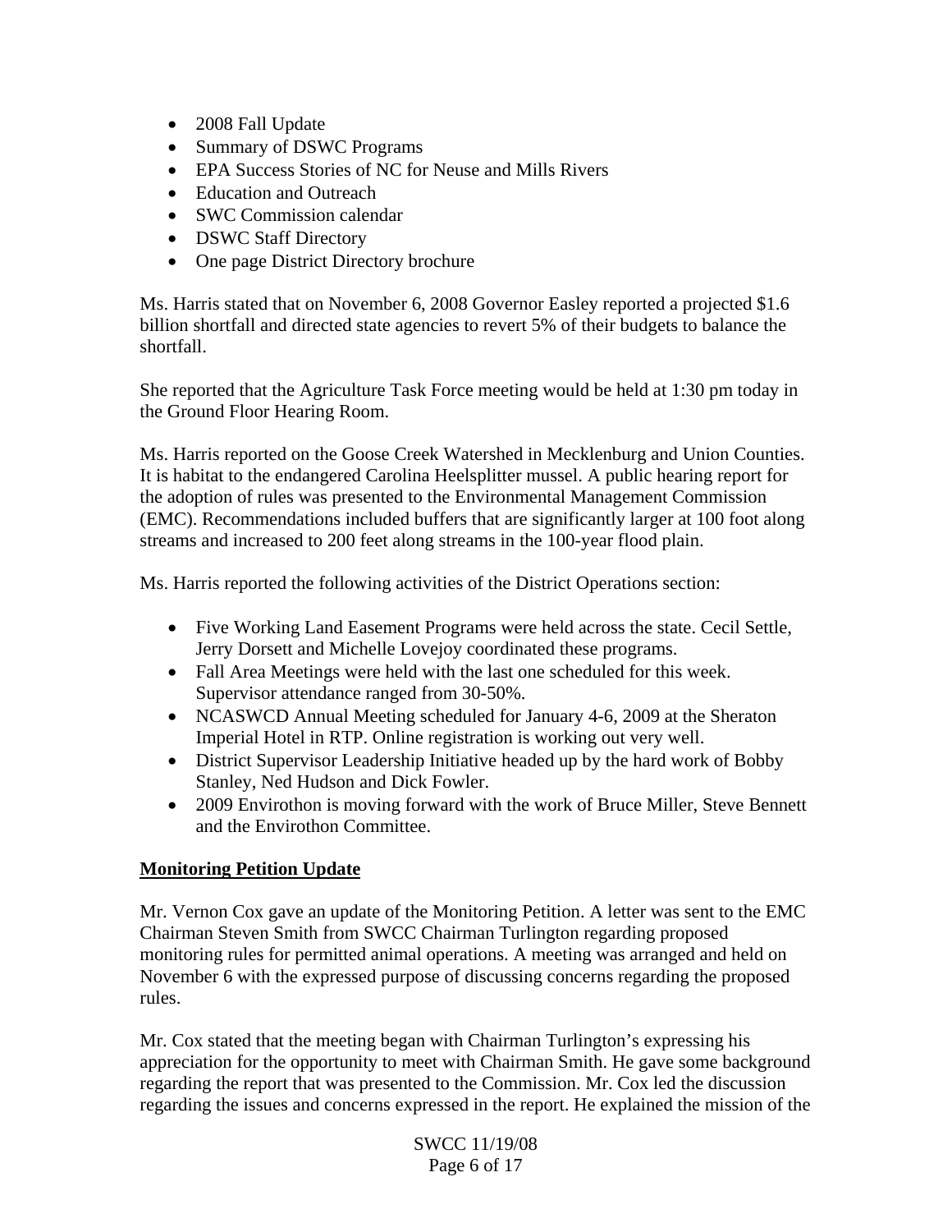- 2008 Fall Update
- Summary of DSWC Programs
- EPA Success Stories of NC for Neuse and Mills Rivers
- Education and Outreach
- SWC Commission calendar
- DSWC Staff Directory
- One page District Directory brochure

Ms. Harris stated that on November 6, 2008 Governor Easley reported a projected $1.6 billion shortfall and directed state agencies to revert 5% of their budgets to balance the shortfall.

She reported that the Agriculture Task Force meeting would be held at 1:30 pm today in the Ground Floor Hearing Room.

Ms. Harris reported on the Goose Creek Watershed in Mecklenburg and Union Counties. It is habitat to the endangered Carolina Heelsplitter mussel. A public hearing report for the adoption of rules was presented to the Environmental Management Commission (EMC). Recommendations included buffers that are significantly larger at 100 foot along streams and increased to 200 feet along streams in the 100-year flood plain.

Ms. Harris reported the following activities of the District Operations section:

- Five Working Land Easement Programs were held across the state. Cecil Settle, Jerry Dorsett and Michelle Lovejoy coordinated these programs.
- Fall Area Meetings were held with the last one scheduled for this week. Supervisor attendance ranged from 30-50%.
- NCASWCD Annual Meeting scheduled for January 4-6, 2009 at the Sheraton Imperial Hotel in RTP. Online registration is working out very well.
- District Supervisor Leadership Initiative headed up by the hard work of Bobby Stanley, Ned Hudson and Dick Fowler.
- 2009 Envirothon is moving forward with the work of Bruce Miller, Steve Bennett and the Envirothon Committee.

**Monitoring Petition Update**

Mr. Vernon Cox gave an update of the Monitoring Petition. A letter was sent to the EMC Chairman Steven Smith from SWCC Chairman Turlington regarding proposed monitoring rules for permitted animal operations. A meeting was arranged and held on November 6 with the expressed purpose of discussing concerns regarding the proposed rules.

Mr. Cox stated that the meeting began with Chairman Turlington's expressing his appreciation for the opportunity to meet with Chairman Smith. He gave some background regarding the report that was presented to the Commission. Mr. Cox led the discussion regarding the issues and concerns expressed in the report. He explained the mission of the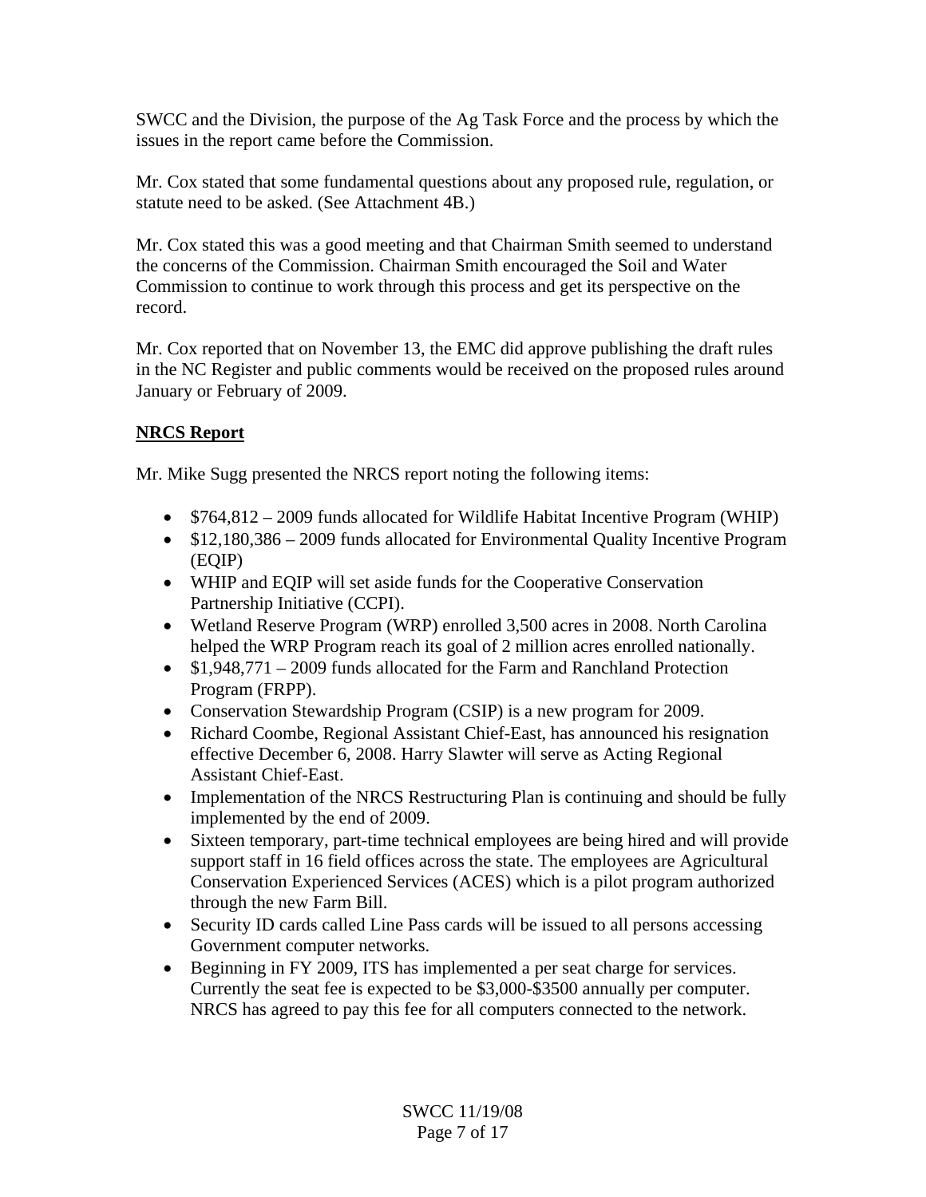SWCC and the Division, the purpose of the Ag Task Force and the process by which the issues in the report came before the Commission.

Mr. Cox stated that some fundamental questions about any proposed rule, regulation, or statute need to be asked. (See Attachment 4B.)

Mr. Cox stated this was a good meeting and that Chairman Smith seemed to understand the concerns of the Commission. Chairman Smith encouraged the Soil and Water Commission to continue to work through this process and get its perspective on the record.

Mr. Cox reported that on November 13, the EMC did approve publishing the draft rules in the NC Register and public comments would be received on the proposed rules around January or February of 2009.

**NRCS Report**

Mr. Mike Sugg presented the NRCS report noting the following items:

- $764,812 – 2009 funds allocated for Wildlife Habitat Incentive Program (WHIP)
- $12,180,386 – 2009 funds allocated for Environmental Quality Incentive Program (EQIP)
- WHIP and EQIP will set aside funds for the Cooperative Conservation Partnership Initiative (CCPI).
- Wetland Reserve Program (WRP) enrolled 3,500 acres in 2008. North Carolina helped the WRP Program reach its goal of 2 million acres enrolled nationally.
- $1,948,771 – 2009 funds allocated for the Farm and Ranchland Protection Program (FRPP).
- Conservation Stewardship Program (CSIP) is a new program for 2009.
- Richard Coombe, Regional Assistant Chief-East, has announced his resignation effective December 6, 2008. Harry Slawter will serve as Acting Regional Assistant Chief-East.
- Implementation of the NRCS Restructuring Plan is continuing and should be fully implemented by the end of 2009.
- Sixteen temporary, part-time technical employees are being hired and will provide support staff in 16 field offices across the state. The employees are Agricultural Conservation Experienced Services (ACES) which is a pilot program authorized through the new Farm Bill.
- Security ID cards called Line Pass cards will be issued to all persons accessing Government computer networks.
- Beginning in FY 2009, ITS has implemented a per seat charge for services. Currently the seat fee is expected to be $3,000-$3500 annually per computer. NRCS has agreed to pay this fee for all computers connected to the network.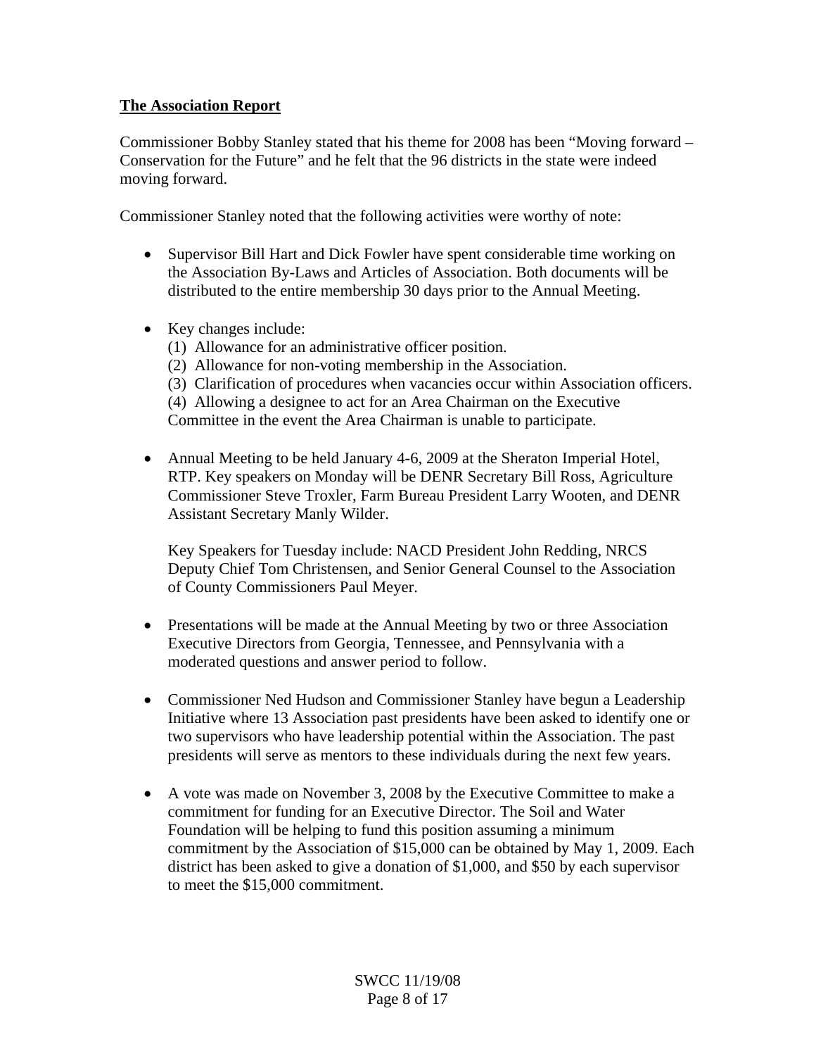**The Association Report**

Commissioner Bobby Stanley stated that his theme for 2008 has been "Moving forward – Conservation for the Future" and he felt that the 96 districts in the state were indeed moving forward.

Commissioner Stanley noted that the following activities were worthy of note:

- Supervisor Bill Hart and Dick Fowler have spent considerable time working on the Association By-Laws and Articles of Association. Both documents will be distributed to the entire membership 30 days prior to the Annual Meeting.

- Key changes include:
  (1) Allowance for an administrative officer position.
  (2) Allowance for non-voting membership in the Association.
  (3) Clarification of procedures when vacancies occur within Association officers.
  (4) Allowing a designee to act for an Area Chairman on the Executive Committee in the event the Area Chairman is unable to participate.

- Annual Meeting to be held January 4-6, 2009 at the Sheraton Imperial Hotel, RTP. Key speakers on Monday will be DENR Secretary Bill Ross, Agriculture Commissioner Steve Troxler, Farm Bureau President Larry Wooten, and DENR Assistant Secretary Manly Wilder.

  Key Speakers for Tuesday include: NACD President John Redding, NRCS Deputy Chief Tom Christensen, and Senior General Counsel to the Association of County Commissioners Paul Meyer.

- Presentations will be made at the Annual Meeting by two or three Association Executive Directors from Georgia, Tennessee, and Pennsylvania with a moderated questions and answer period to follow.

- Commissioner Ned Hudson and Commissioner Stanley have begun a Leadership Initiative where 13 Association past presidents have been asked to identify one or two supervisors who have leadership potential within the Association. The past presidents will serve as mentors to these individuals during the next few years.

- A vote was made on November 3, 2008 by the Executive Committee to make a commitment for funding for an Executive Director. The Soil and Water Foundation will be helping to fund this position assuming a minimum commitment by the Association of $15,000 can be obtained by May 1, 2009. Each district has been asked to give a donation of $1,000, and $50 by each supervisor to meet the $15,000 commitment.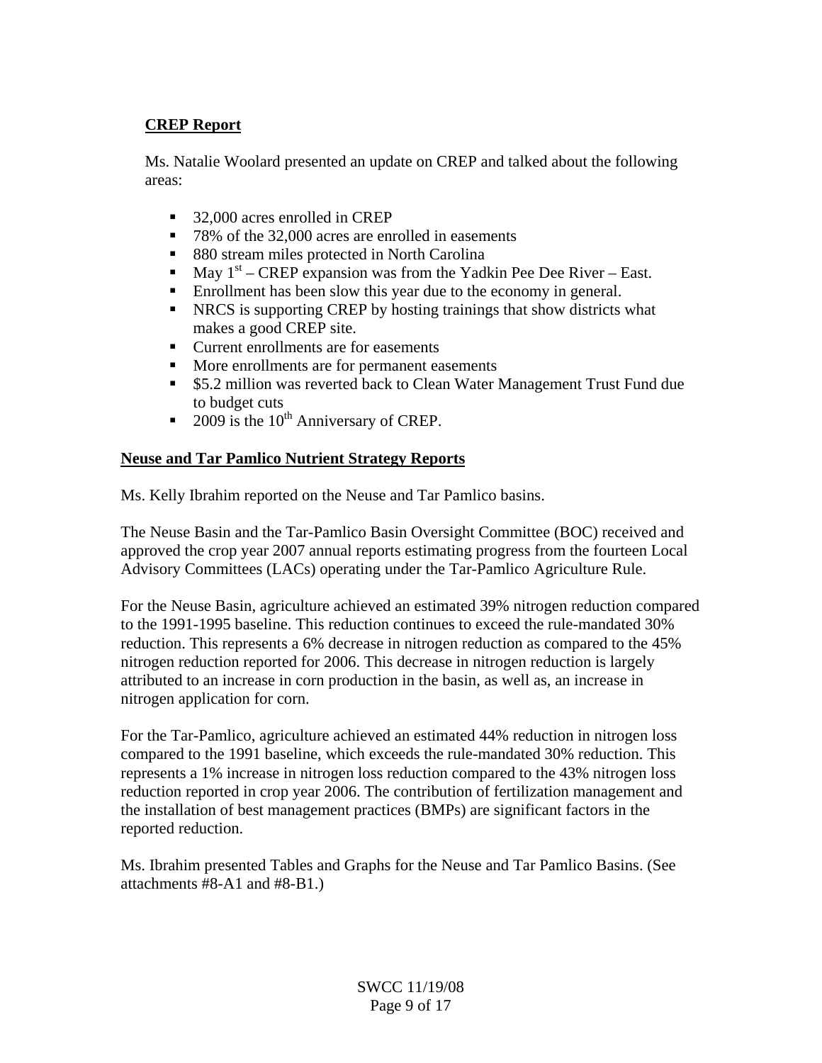**CREP Report**

Ms. Natalie Woolard presented an update on CREP and talked about the following areas:

- 32,000 acres enrolled in CREP
- 78% of the 32,000 acres are enrolled in easements
- 880 stream miles protected in North Carolina
- May 1st – CREP expansion was from the Yadkin Pee Dee River – East.
- Enrollment has been slow this year due to the economy in general.
- NRCS is supporting CREP by hosting trainings that show districts what makes a good CREP site.
- Current enrollments are for easements
- More enrollments are for permanent easements
- $5.2 million was reverted back to Clean Water Management Trust Fund due to budget cuts
- 2009 is the 10th Anniversary of CREP.

**Neuse and Tar Pamlico Nutrient Strategy Reports**

Ms. Kelly Ibrahim reported on the Neuse and Tar Pamlico basins.

The Neuse Basin and the Tar-Pamlico Basin Oversight Committee (BOC) received and approved the crop year 2007 annual reports estimating progress from the fourteen Local Advisory Committees (LACs) operating under the Tar-Pamlico Agriculture Rule.

For the Neuse Basin, agriculture achieved an estimated 39% nitrogen reduction compared to the 1991-1995 baseline. This reduction continues to exceed the rule-mandated 30% reduction. This represents a 6% decrease in nitrogen reduction as compared to the 45% nitrogen reduction reported for 2006. This decrease in nitrogen reduction is largely attributed to an increase in corn production in the basin, as well as, an increase in nitrogen application for corn.

For the Tar-Pamlico, agriculture achieved an estimated 44% reduction in nitrogen loss compared to the 1991 baseline, which exceeds the rule-mandated 30% reduction. This represents a 1% increase in nitrogen loss reduction compared to the 43% nitrogen loss reduction reported in crop year 2006. The contribution of fertilization management and the installation of best management practices (BMPs) are significant factors in the reported reduction.

Ms. Ibrahim presented Tables and Graphs for the Neuse and Tar Pamlico Basins. (See attachments #8-A1 and #8-B1.)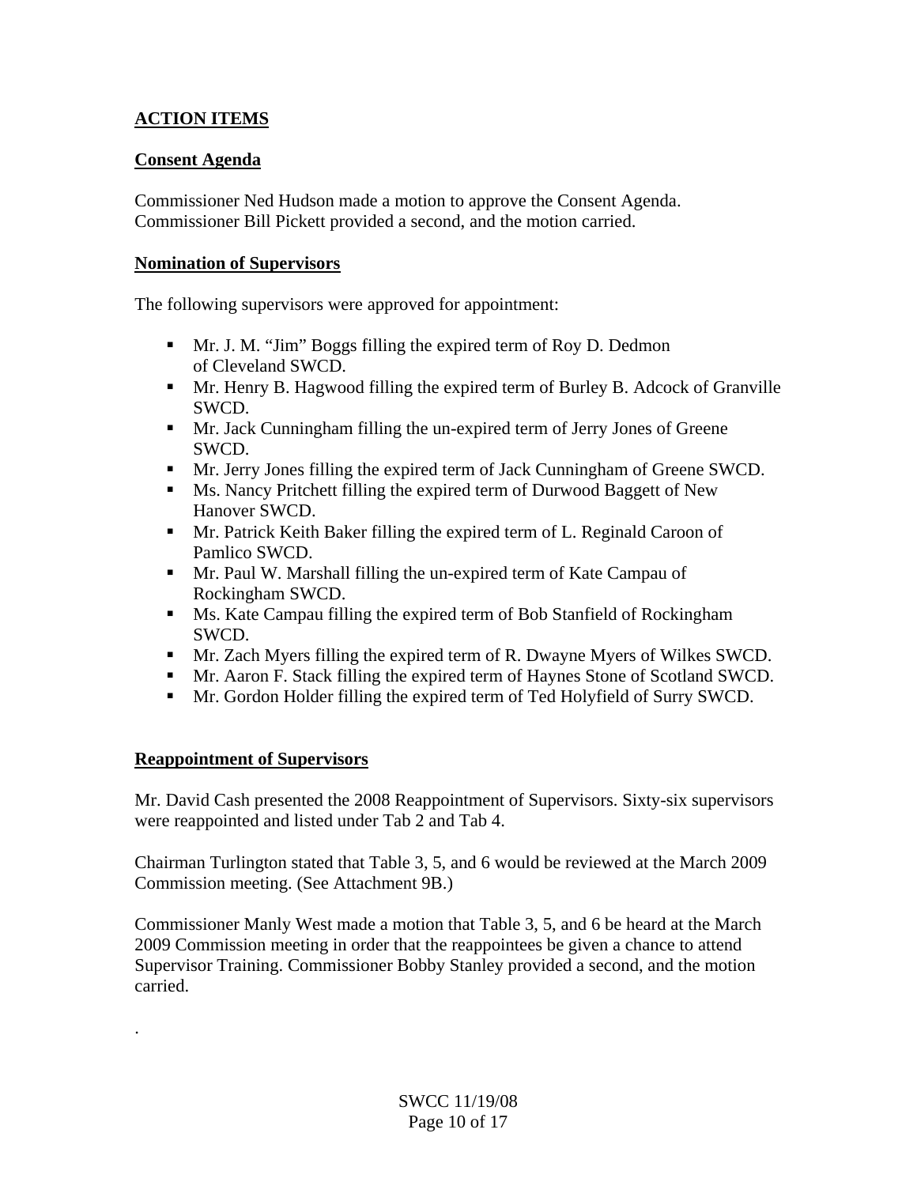## ACTION ITEMS

### Consent Agenda

Commissioner Ned Hudson made a motion to approve the Consent Agenda. Commissioner Bill Pickett provided a second, and the motion carried.

### Nomination of Supervisors

The following supervisors were approved for appointment:

- Mr. J. M. "Jim" Boggs filling the expired term of Roy D. Dedmon of Cleveland SWCD.
- Mr. Henry B. Hagwood filling the expired term of Burley B. Adcock of Granville SWCD.
- Mr. Jack Cunningham filling the un-expired term of Jerry Jones of Greene SWCD.
- Mr. Jerry Jones filling the expired term of Jack Cunningham of Greene SWCD.
- Ms. Nancy Pritchett filling the expired term of Durwood Baggett of New Hanover SWCD.
- Mr. Patrick Keith Baker filling the expired term of L. Reginald Caroon of Pamlico SWCD.
- Mr. Paul W. Marshall filling the un-expired term of Kate Campau of Rockingham SWCD.
- Ms. Kate Campau filling the expired term of Bob Stanfield of Rockingham SWCD.
- Mr. Zach Myers filling the expired term of R. Dwayne Myers of Wilkes SWCD.
- Mr. Aaron F. Stack filling the expired term of Haynes Stone of Scotland SWCD.
- Mr. Gordon Holder filling the expired term of Ted Holyfield of Surry SWCD.

### Reappointment of Supervisors

Mr. David Cash presented the 2008 Reappointment of Supervisors. Sixty-six supervisors were reappointed and listed under Tab 2 and Tab 4.

Chairman Turlington stated that Table 3, 5, and 6 would be reviewed at the March 2009 Commission meeting. (See Attachment 9B.)

Commissioner Manly West made a motion that Table 3, 5, and 6 be heard at the March 2009 Commission meeting in order that the reappointees be given a chance to attend Supervisor Training. Commissioner Bobby Stanley provided a second, and the motion carried.

.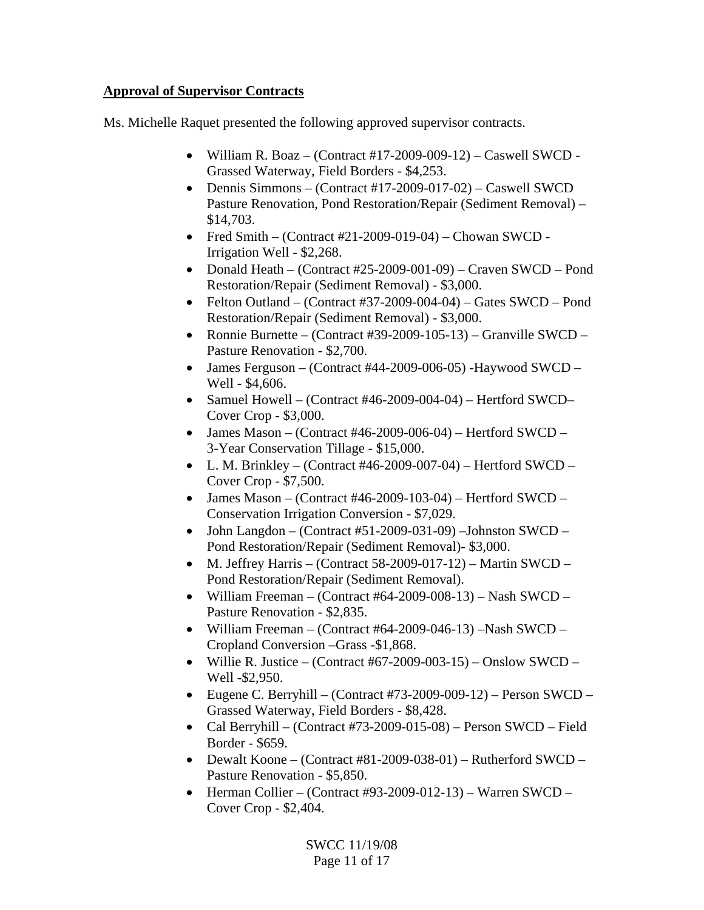**Approval of Supervisor Contracts**

Ms. Michelle Raquet presented the following approved supervisor contracts.

- William R. Boaz – (Contract #17-2009-009-12) – Caswell SWCD - Grassed Waterway, Field Borders - $4,253.
- Dennis Simmons – (Contract #17-2009-017-02) – Caswell SWCD Pasture Renovation, Pond Restoration/Repair (Sediment Removal) – $14,703.
- Fred Smith – (Contract #21-2009-019-04) – Chowan SWCD - Irrigation Well - $2,268.
- Donald Heath – (Contract #25-2009-001-09) – Craven SWCD – Pond Restoration/Repair (Sediment Removal) - $3,000.
- Felton Outland – (Contract #37-2009-004-04) – Gates SWCD – Pond Restoration/Repair (Sediment Removal) - $3,000.
- Ronnie Burnette – (Contract #39-2009-105-13) – Granville SWCD – Pasture Renovation - $2,700.
- James Ferguson – (Contract #44-2009-006-05) -Haywood SWCD – Well - $4,606.
- Samuel Howell – (Contract #46-2009-004-04) – Hertford SWCD– Cover Crop - $3,000.
- James Mason – (Contract #46-2009-006-04) – Hertford SWCD – 3-Year Conservation Tillage - $15,000.
- L. M. Brinkley – (Contract #46-2009-007-04) – Hertford SWCD – Cover Crop - $7,500.
- James Mason – (Contract #46-2009-103-04) – Hertford SWCD – Conservation Irrigation Conversion - $7,029.
- John Langdon – (Contract #51-2009-031-09) –Johnston SWCD – Pond Restoration/Repair (Sediment Removal)- $3,000.
- M. Jeffrey Harris – (Contract 58-2009-017-12) – Martin SWCD – Pond Restoration/Repair (Sediment Removal).
- William Freeman – (Contract #64-2009-008-13) – Nash SWCD – Pasture Renovation - $2,835.
- William Freeman – (Contract #64-2009-046-13) –Nash SWCD – Cropland Conversion –Grass -$1,868.
- Willie R. Justice – (Contract #67-2009-003-15) – Onslow SWCD – Well -$2,950.
- Eugene C. Berryhill – (Contract #73-2009-009-12) – Person SWCD – Grassed Waterway, Field Borders - $8,428.
- Cal Berryhill – (Contract #73-2009-015-08) – Person SWCD – Field Border - $659.
- Dewalt Koone – (Contract #81-2009-038-01) – Rutherford SWCD – Pasture Renovation - $5,850.
- Herman Collier – (Contract #93-2009-012-13) – Warren SWCD – Cover Crop - $2,404.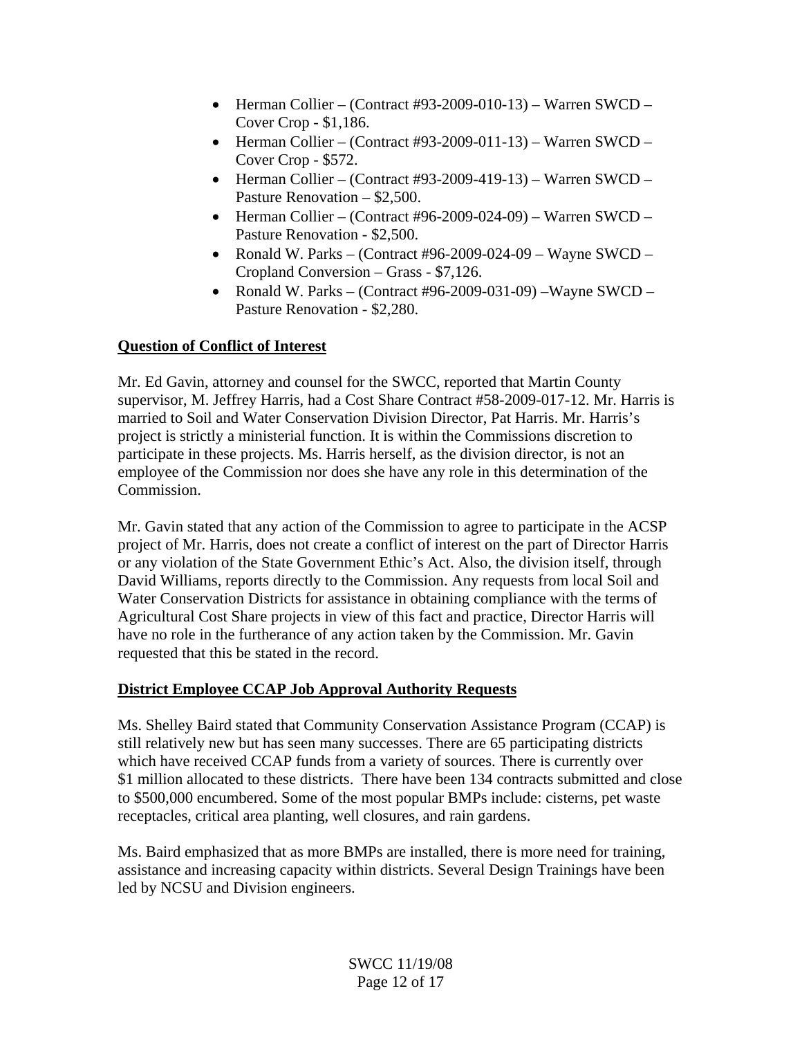- Herman Collier – (Contract #93-2009-010-13) – Warren SWCD – Cover Crop - $1,186.
- Herman Collier – (Contract #93-2009-011-13) – Warren SWCD – Cover Crop - $572.
- Herman Collier – (Contract #93-2009-419-13) – Warren SWCD – Pasture Renovation – $2,500.
- Herman Collier – (Contract #96-2009-024-09) – Warren SWCD – Pasture Renovation - $2,500.
- Ronald W. Parks – (Contract #96-2009-024-09 – Wayne SWCD – Cropland Conversion – Grass - $7,126.
- Ronald W. Parks – (Contract #96-2009-031-09) –Wayne SWCD – Pasture Renovation - $2,280.

**Question of Conflict of Interest**

Mr. Ed Gavin, attorney and counsel for the SWCC, reported that Martin County supervisor, M. Jeffrey Harris, had a Cost Share Contract #58-2009-017-12. Mr. Harris is married to Soil and Water Conservation Division Director, Pat Harris. Mr. Harris's project is strictly a ministerial function. It is within the Commissions discretion to participate in these projects. Ms. Harris herself, as the division director, is not an employee of the Commission nor does she have any role in this determination of the Commission.

Mr. Gavin stated that any action of the Commission to agree to participate in the ACSP project of Mr. Harris, does not create a conflict of interest on the part of Director Harris or any violation of the State Government Ethic's Act. Also, the division itself, through David Williams, reports directly to the Commission. Any requests from local Soil and Water Conservation Districts for assistance in obtaining compliance with the terms of Agricultural Cost Share projects in view of this fact and practice, Director Harris will have no role in the furtherance of any action taken by the Commission. Mr. Gavin requested that this be stated in the record.

**District Employee CCAP Job Approval Authority Requests**

Ms. Shelley Baird stated that Community Conservation Assistance Program (CCAP) is still relatively new but has seen many successes. There are 65 participating districts which have received CCAP funds from a variety of sources. There is currently over $1 million allocated to these districts. There have been 134 contracts submitted and close to $500,000 encumbered. Some of the most popular BMPs include: cisterns, pet waste receptacles, critical area planting, well closures, and rain gardens.

Ms. Baird emphasized that as more BMPs are installed, there is more need for training, assistance and increasing capacity within districts. Several Design Trainings have been led by NCSU and Division engineers.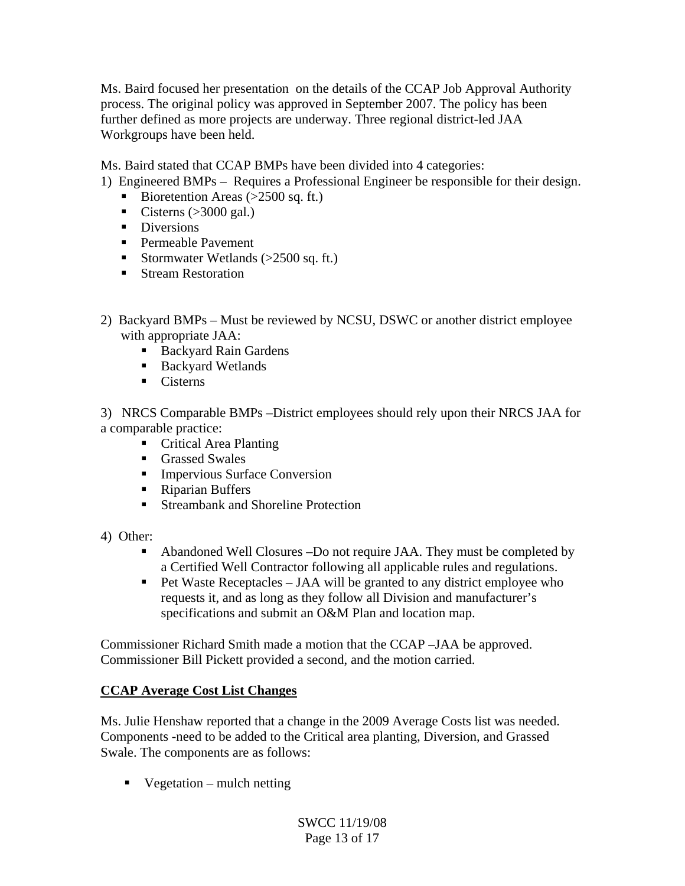Ms. Baird focused her presentation on the details of the CCAP Job Approval Authority process. The original policy was approved in September 2007. The policy has been further defined as more projects are underway. Three regional district-led JAA Workgroups have been held.

Ms. Baird stated that CCAP BMPs have been divided into 4 categories:

1) Engineered BMPs – Requires a Professional Engineer be responsible for their design.
   - Bioretention Areas (>2500 sq. ft.)
   - Cisterns (>3000 gal.)
   - Diversions
   - Permeable Pavement
   - Stormwater Wetlands (>2500 sq. ft.)
   - Stream Restoration

2) Backyard BMPs – Must be reviewed by NCSU, DSWC or another district employee with appropriate JAA:
   - Backyard Rain Gardens
   - Backyard Wetlands
   - Cisterns

3) NRCS Comparable BMPs –District employees should rely upon their NRCS JAA for a comparable practice:
   - Critical Area Planting
   - Grassed Swales
   - Impervious Surface Conversion
   - Riparian Buffers
   - Streambank and Shoreline Protection

4) Other:
   - Abandoned Well Closures –Do not require JAA. They must be completed by a Certified Well Contractor following all applicable rules and regulations.
   - Pet Waste Receptacles – JAA will be granted to any district employee who requests it, and as long as they follow all Division and manufacturer's specifications and submit an O&M Plan and location map.

Commissioner Richard Smith made a motion that the CCAP –JAA be approved. Commissioner Bill Pickett provided a second, and the motion carried.

**CCAP Average Cost List Changes**

Ms. Julie Henshaw reported that a change in the 2009 Average Costs list was needed. Components -need to be added to the Critical area planting, Diversion, and Grassed Swale. The components are as follows:

- Vegetation – mulch netting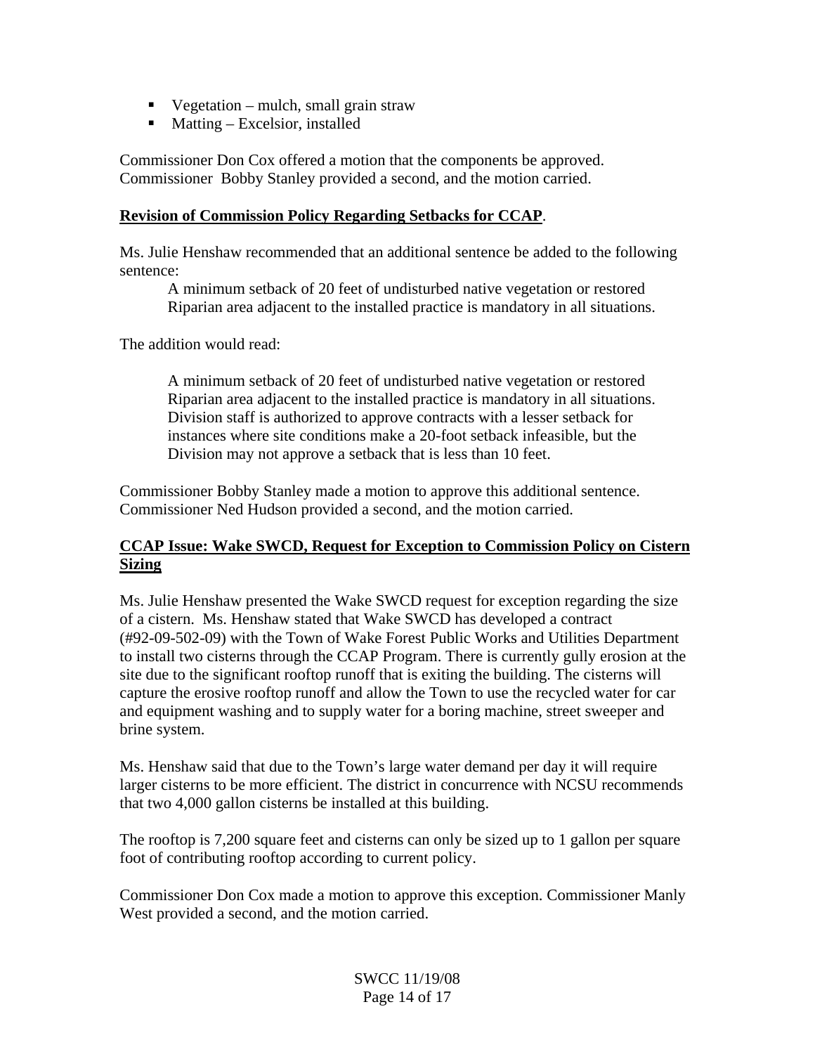- Vegetation – mulch, small grain straw
- Matting – Excelsior, installed

Commissioner Don Cox offered a motion that the components be approved. Commissioner Bobby Stanley provided a second, and the motion carried.

**Revision of Commission Policy Regarding Setbacks for CCAP.**

Ms. Julie Henshaw recommended that an additional sentence be added to the following sentence:

> A minimum setback of 20 feet of undisturbed native vegetation or restored Riparian area adjacent to the installed practice is mandatory in all situations.

The addition would read:

> A minimum setback of 20 feet of undisturbed native vegetation or restored Riparian area adjacent to the installed practice is mandatory in all situations. Division staff is authorized to approve contracts with a lesser setback for instances where site conditions make a 20-foot setback infeasible, but the Division may not approve a setback that is less than 10 feet.

Commissioner Bobby Stanley made a motion to approve this additional sentence. Commissioner Ned Hudson provided a second, and the motion carried.

**CCAP Issue: Wake SWCD, Request for Exception to Commission Policy on Cistern Sizing**

Ms. Julie Henshaw presented the Wake SWCD request for exception regarding the size of a cistern. Ms. Henshaw stated that Wake SWCD has developed a contract (#92-09-502-09) with the Town of Wake Forest Public Works and Utilities Department to install two cisterns through the CCAP Program. There is currently gully erosion at the site due to the significant rooftop runoff that is exiting the building. The cisterns will capture the erosive rooftop runoff and allow the Town to use the recycled water for car and equipment washing and to supply water for a boring machine, street sweeper and brine system.

Ms. Henshaw said that due to the Town's large water demand per day it will require larger cisterns to be more efficient. The district in concurrence with NCSU recommends that two 4,000 gallon cisterns be installed at this building.

The rooftop is 7,200 square feet and cisterns can only be sized up to 1 gallon per square foot of contributing rooftop according to current policy.

Commissioner Don Cox made a motion to approve this exception. Commissioner Manly West provided a second, and the motion carried.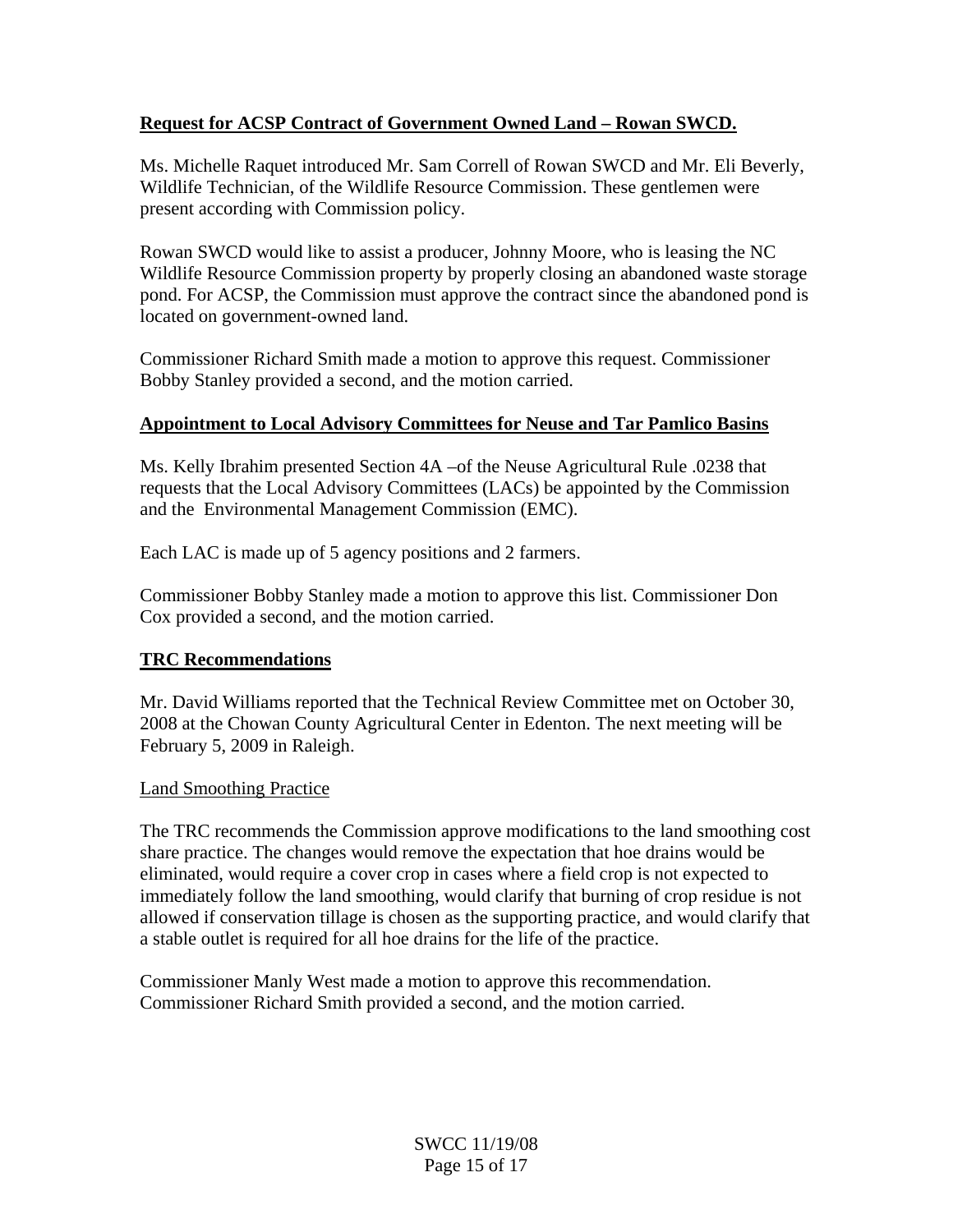**Request for ACSP Contract of Government Owned Land – Rowan SWCD.**

Ms. Michelle Raquet introduced Mr. Sam Correll of Rowan SWCD and Mr. Eli Beverly, Wildlife Technician, of the Wildlife Resource Commission. These gentlemen were present according with Commission policy.

Rowan SWCD would like to assist a producer, Johnny Moore, who is leasing the NC Wildlife Resource Commission property by properly closing an abandoned waste storage pond. For ACSP, the Commission must approve the contract since the abandoned pond is located on government-owned land.

Commissioner Richard Smith made a motion to approve this request. Commissioner Bobby Stanley provided a second, and the motion carried.

**Appointment to Local Advisory Committees for Neuse and Tar Pamlico Basins**

Ms. Kelly Ibrahim presented Section 4A –of the Neuse Agricultural Rule .0238 that requests that the Local Advisory Committees (LACs) be appointed by the Commission and the Environmental Management Commission (EMC).

Each LAC is made up of 5 agency positions and 2 farmers.

Commissioner Bobby Stanley made a motion to approve this list. Commissioner Don Cox provided a second, and the motion carried.

**TRC Recommendations**

Mr. David Williams reported that the Technical Review Committee met on October 30, 2008 at the Chowan County Agricultural Center in Edenton. The next meeting will be February 5, 2009 in Raleigh.

Land Smoothing Practice

The TRC recommends the Commission approve modifications to the land smoothing cost share practice. The changes would remove the expectation that hoe drains would be eliminated, would require a cover crop in cases where a field crop is not expected to immediately follow the land smoothing, would clarify that burning of crop residue is not allowed if conservation tillage is chosen as the supporting practice, and would clarify that a stable outlet is required for all hoe drains for the life of the practice.

Commissioner Manly West made a motion to approve this recommendation. Commissioner Richard Smith provided a second, and the motion carried.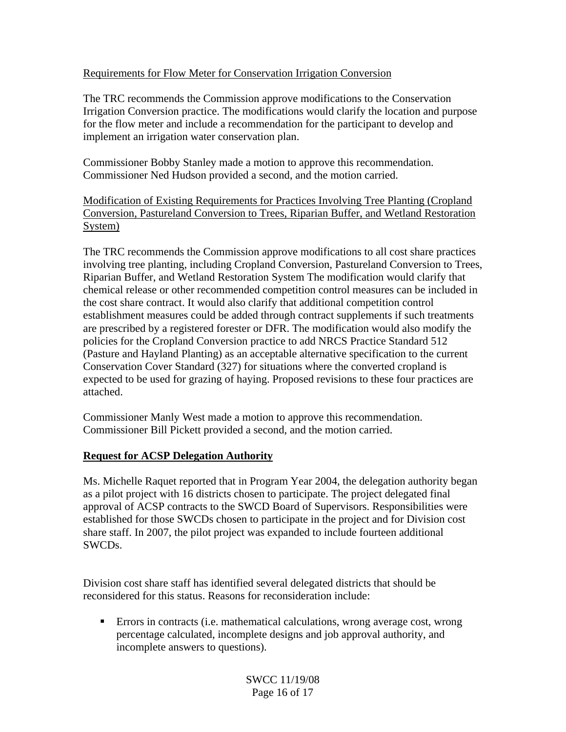<u>Requirements for Flow Meter for Conservation Irrigation Conversion</u>

The TRC recommends the Commission approve modifications to the Conservation Irrigation Conversion practice. The modifications would clarify the location and purpose for the flow meter and include a recommendation for the participant to develop and implement an irrigation water conservation plan.

Commissioner Bobby Stanley made a motion to approve this recommendation. Commissioner Ned Hudson provided a second, and the motion carried.

<u>Modification of Existing Requirements for Practices Involving Tree Planting (Cropland Conversion, Pastureland Conversion to Trees, Riparian Buffer, and Wetland Restoration System)</u>

The TRC recommends the Commission approve modifications to all cost share practices involving tree planting, including Cropland Conversion, Pastureland Conversion to Trees, Riparian Buffer, and Wetland Restoration System The modification would clarify that chemical release or other recommended competition control measures can be included in the cost share contract. It would also clarify that additional competition control establishment measures could be added through contract supplements if such treatments are prescribed by a registered forester or DFR. The modification would also modify the policies for the Cropland Conversion practice to add NRCS Practice Standard 512 (Pasture and Hayland Planting) as an acceptable alternative specification to the current Conservation Cover Standard (327) for situations where the converted cropland is expected to be used for grazing of haying. Proposed revisions to these four practices are attached.

Commissioner Manly West made a motion to approve this recommendation. Commissioner Bill Pickett provided a second, and the motion carried.

**<u>Request for ACSP Delegation Authority</u>**

Ms. Michelle Raquet reported that in Program Year 2004, the delegation authority began as a pilot project with 16 districts chosen to participate. The project delegated final approval of ACSP contracts to the SWCD Board of Supervisors. Responsibilities were established for those SWCDs chosen to participate in the project and for Division cost share staff. In 2007, the pilot project was expanded to include fourteen additional SWCDs.

Division cost share staff has identified several delegated districts that should be reconsidered for this status. Reasons for reconsideration include:

- Errors in contracts (i.e. mathematical calculations, wrong average cost, wrong percentage calculated, incomplete designs and job approval authority, and incomplete answers to questions).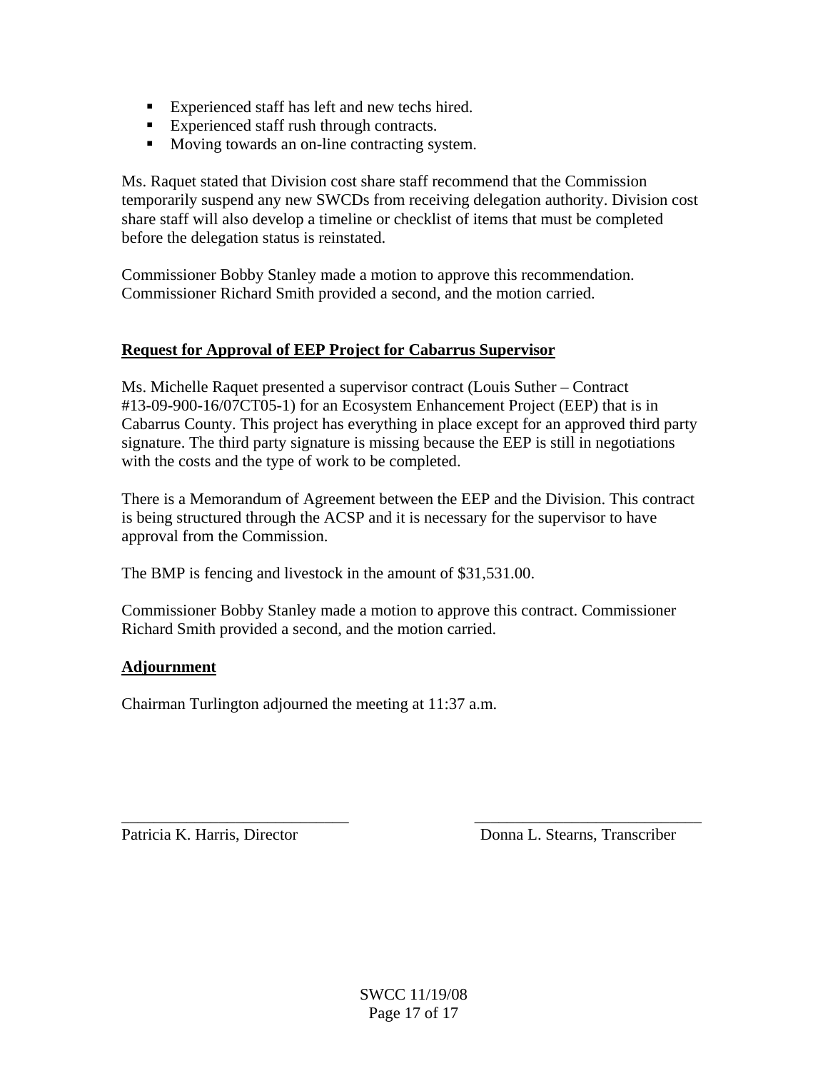- Experienced staff has left and new techs hired.
- Experienced staff rush through contracts.
- Moving towards an on-line contracting system.

Ms. Raquet stated that Division cost share staff recommend that the Commission temporarily suspend any new SWCDs from receiving delegation authority. Division cost share staff will also develop a timeline or checklist of items that must be completed before the delegation status is reinstated.

Commissioner Bobby Stanley made a motion to approve this recommendation. Commissioner Richard Smith provided a second, and the motion carried.

**Request for Approval of EEP Project for Cabarrus Supervisor**

Ms. Michelle Raquet presented a supervisor contract (Louis Suther – Contract #13-09-900-16/07CT05-1) for an Ecosystem Enhancement Project (EEP) that is in Cabarrus County. This project has everything in place except for an approved third party signature. The third party signature is missing because the EEP is still in negotiations with the costs and the type of work to be completed.

There is a Memorandum of Agreement between the EEP and the Division. This contract is being structured through the ACSP and it is necessary for the supervisor to have approval from the Commission.

The BMP is fencing and livestock in the amount of $31,531.00.

Commissioner Bobby Stanley made a motion to approve this contract. Commissioner Richard Smith provided a second, and the motion carried.

**Adjournment**

Chairman Turlington adjourned the meeting at 11:37 a.m.

_____________________________ _____________________________

Patricia K. Harris, Director Donna L. Stearns, Transcriber